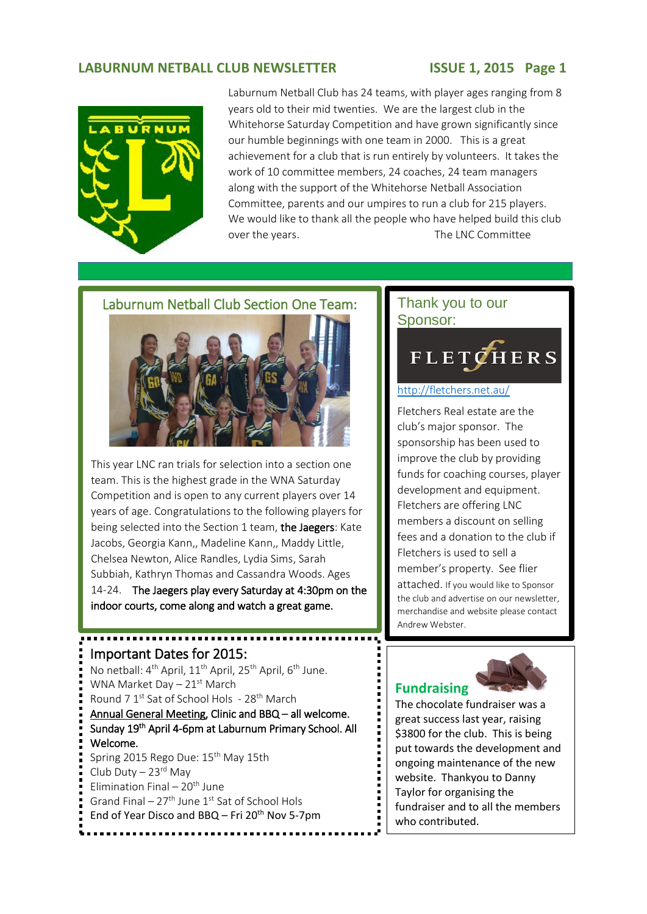# LABURNUM NETBALL CLUB NEWSLETTER

Laburnum Netball Club has 24 teams, with player ages ranging from 8 years old to their mid twenties. We are the largest club in the Whitehorse Saturday Competition and have grown significantly since our humble beginnings with one team in 2000. This is a great achievement for a club that is run entirely by volunteers. It takes the work of 10 committee members, 24 coaches, 24 team managers along with the support of the Whitehorse Netball Association Committee, parents and our umpires to run a club for 215 players. We would like to thank all the people who have helped build this club over the years.

The LNC Committee

## Laburnum Netball Club Section One Team:

This year LNC ran trials for selection into a section one team. This is the highest grade in the WNA Saturday Competition and is open to any current players over 14 years of age. Congratulations to the following players for being selected into the Section 1 team, **the Jaegers**: Kate Jacobs, Georgia Kann,, Madeline Kann,, Maddy Little, Chelsea Newton, Alice Randles, Lydia Sims, Sarah Subbiah, Kathryn Thomas and Cassandra Woods. Ages 14-24. **The Jaegers play every Saturday at 4:30pm on the indoor courts, come along and watch a great game.**

## Important Dates for 2015:

No netball: 4th April, 11th April, 25th April, 6th June.
WNA Market Day – 21st March
Round 7 1st Sat of School Hols - 28th March
**Annual General Meeting, Clinic and BBQ – all welcome. Sunday 19th April 4-6pm at Laburnum Primary School. All Welcome.**
Spring 2015 Rego Due: 15th May 15th
Club Duty – 23rd May
Elimination Final – 20th June
Grand Final – 27th June 1st Sat of School Hols
End of Year Disco and BBQ – Fri 20th Nov 5-7pm

## Thank you to our Sponsor:

FLETCHERS

http://fletchers.net.au/

Fletchers Real estate are the club's major sponsor. The sponsorship has been used to improve the club by providing funds for coaching courses, player development and equipment. Fletchers are offering LNC members a discount on selling fees and a donation to the club if Fletchers is used to sell a member's property. See flier attached. If you would like to Sponsor the club and advertise on our newsletter, merchandise and website please contact Andrew Webster.

## Fundraising

The chocolate fundraiser was a great success last year, raising $3800 for the club. This is being put towards the development and ongoing maintenance of the new website. Thankyou to Danny Taylor for organising the fundraiser and to all the members who contributed.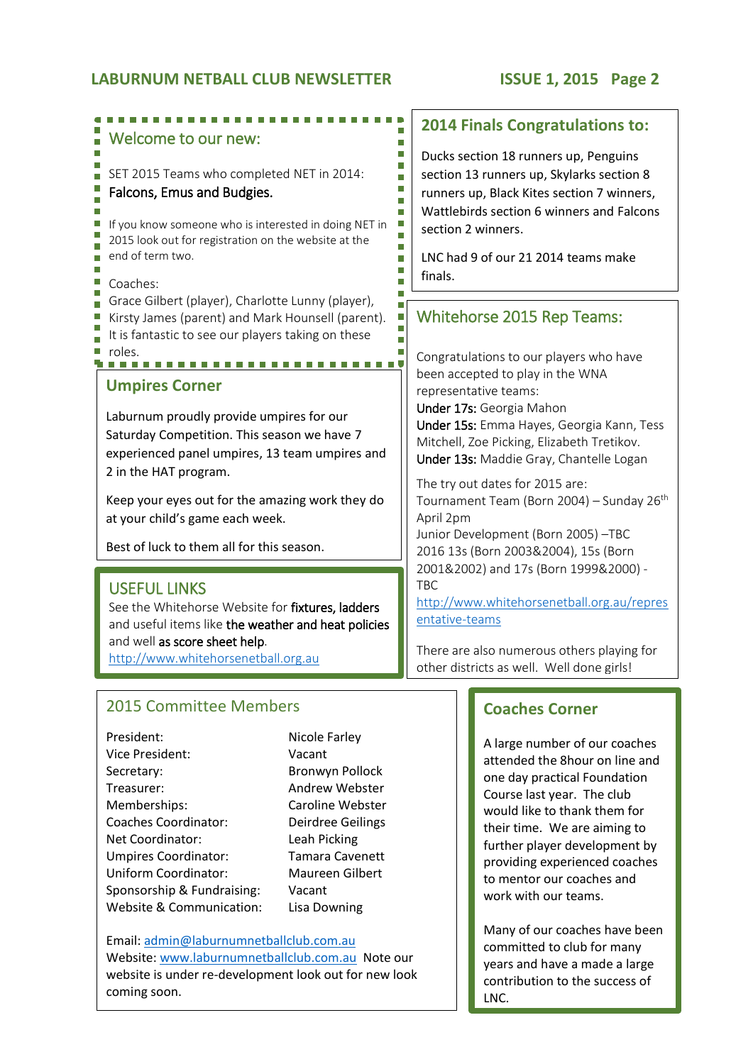## Welcome to our new:

SET 2015 Teams who completed NET in 2014: **Falcons, Emus and Budgies.**

If you know someone who is interested in doing NET in 2015 look out for registration on the website at the end of term two.

Coaches:
Grace Gilbert (player), Charlotte Lunny (player), Kirsty James (parent) and Mark Hounsell (parent). It is fantastic to see our players taking on these roles.

## Umpires Corner

Laburnum proudly provide umpires for our Saturday Competition. This season we have 7 experienced panel umpires, 13 team umpires and 2 in the HAT program.

Keep your eyes out for the amazing work they do at your child's game each week.

Best of luck to them all for this season.

## USEFUL LINKS

See the Whitehorse Website for **fixtures, ladders** and useful items like **the weather and heat policies** and well **as score sheet help**.
http://www.whitehorsenetball.org.au

## 2014 Finals Congratulations to:

Ducks section 18 runners up, Penguins section 13 runners up, Skylarks section 8 runners up, Black Kites section 7 winners, Wattlebirds section 6 winners and Falcons section 2 winners.

LNC had 9 of our 21 2014 teams make finals.

## Whitehorse 2015 Rep Teams:

Congratulations to our players who have been accepted to play in the WNA representative teams:
**Under 17s:** Georgia Mahon
**Under 15s:** Emma Hayes, Georgia Kann, Tess Mitchell, Zoe Picking, Elizabeth Tretikov.
**Under 13s:** Maddie Gray, Chantelle Logan

The try out dates for 2015 are:
Tournament Team (Born 2004) – Sunday 26th April 2pm
Junior Development (Born 2005) –TBC
2016 13s (Born 2003&2004), 15s (Born 2001&2002) and 17s (Born 1999&2000) - TBC
http://www.whitehorsenetball.org.au/representative-teams

There are also numerous others playing for other districts as well. Well done girls!

## 2015 Committee Members

| | |
|---|---|
| President: | Nicole Farley |
| Vice President: | Vacant |
| Secretary: | Bronwyn Pollock |
| Treasurer: | Andrew Webster |
| Memberships: | Caroline Webster |
| Coaches Coordinator: | Deirdree Geilings |
| Net Coordinator: | Leah Picking |
| Umpires Coordinator: | Tamara Cavenett |
| Uniform Coordinator: | Maureen Gilbert |
| Sponsorship & Fundraising: | Vacant |
| Website & Communication: | Lisa Downing |

Email: admin@laburnumnetballclub.com.au
Website: www.laburnumnetballclub.com.au Note our website is under re-development look out for new look coming soon.

## Coaches Corner

A large number of our coaches attended the 8hour on line and one day practical Foundation Course last year. The club would like to thank them for their time. We are aiming to further player development by providing experienced coaches to mentor our coaches and work with our teams.

Many of our coaches have been committed to club for many years and have a made a large contribution to the success of LNC.